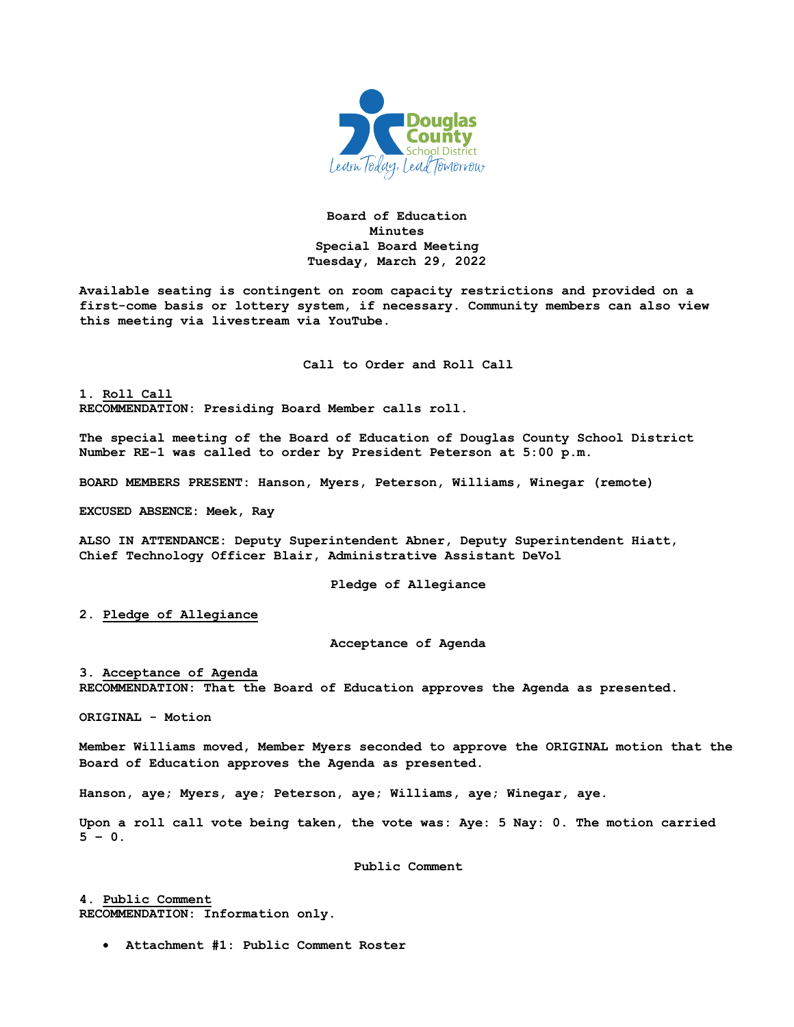**Board of Education**
**Minutes**
**Special Board Meeting**
**Tuesday, March 29, 2022**

**Available seating is contingent on room capacity restrictions and provided on a first-come basis or lottery system, if necessary. Community members can also view this meeting via livestream via YouTube.**

## Call to Order and Roll Call

**1. Roll Call**
**RECOMMENDATION: Presiding Board Member calls roll.**

**The special meeting of the Board of Education of Douglas County School District Number RE-1 was called to order by President Peterson at 5:00 p.m.**

**BOARD MEMBERS PRESENT: Hanson, Myers, Peterson, Williams, Winegar (remote)**

**EXCUSED ABSENCE: Meek, Ray**

**ALSO IN ATTENDANCE: Deputy Superintendent Abner, Deputy Superintendent Hiatt, Chief Technology Officer Blair, Administrative Assistant DeVol**

## Pledge of Allegiance

**2. Pledge of Allegiance**

## Acceptance of Agenda

**3. Acceptance of Agenda**
**RECOMMENDATION: That the Board of Education approves the Agenda as presented.**

**ORIGINAL - Motion**

**Member Williams moved, Member Myers seconded to approve the ORIGINAL motion that the Board of Education approves the Agenda as presented.**

**Hanson, aye; Myers, aye; Peterson, aye; Williams, aye; Winegar, aye.**

**Upon a roll call vote being taken, the vote was: Aye: 5 Nay: 0. The motion carried 5 – 0.**

## Public Comment

**4. Public Comment**
**RECOMMENDATION: Information only.**

- **Attachment #1: Public Comment Roster**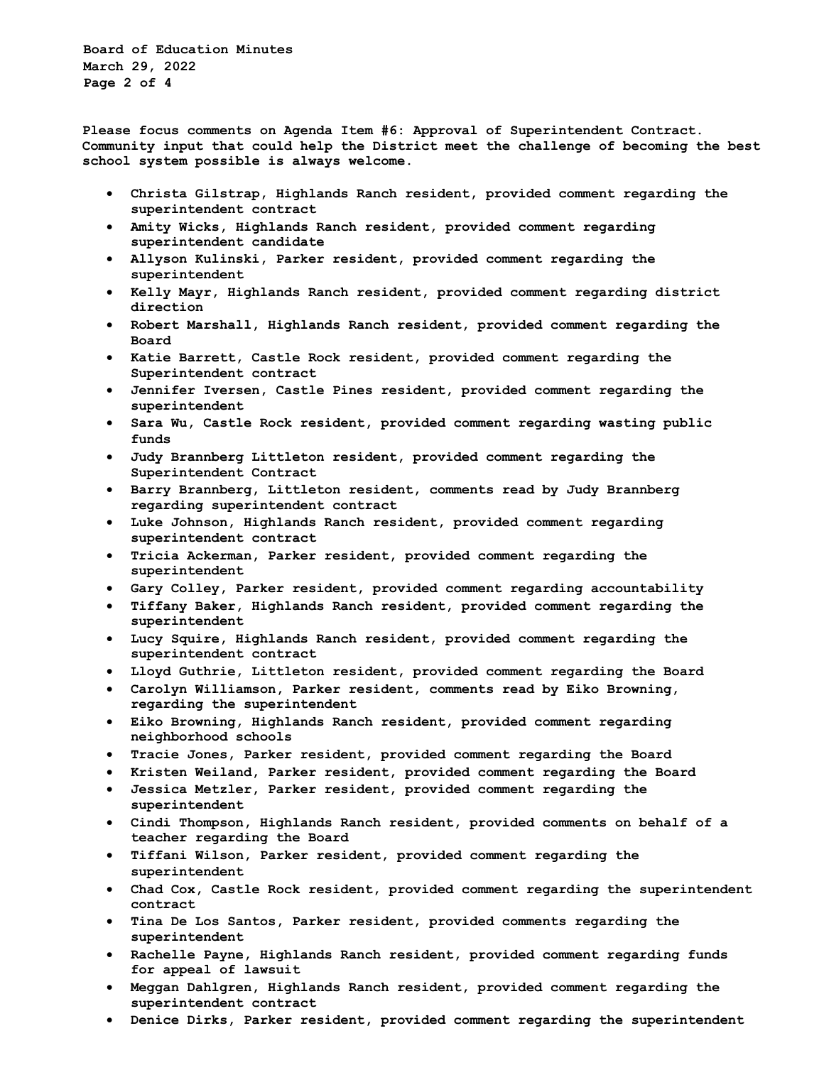**Please focus comments on Agenda Item #6: Approval of Superintendent Contract. Community input that could help the District meet the challenge of becoming the best school system possible is always welcome.**

- **Christa Gilstrap, Highlands Ranch resident, provided comment regarding the superintendent contract**
- **Amity Wicks, Highlands Ranch resident, provided comment regarding superintendent candidate**
- **Allyson Kulinski, Parker resident, provided comment regarding the superintendent**
- **Kelly Mayr, Highlands Ranch resident, provided comment regarding district direction**
- **Robert Marshall, Highlands Ranch resident, provided comment regarding the Board**
- **Katie Barrett, Castle Rock resident, provided comment regarding the Superintendent contract**
- **Jennifer Iversen, Castle Pines resident, provided comment regarding the superintendent**
- **Sara Wu, Castle Rock resident, provided comment regarding wasting public funds**
- **Judy Brannberg Littleton resident, provided comment regarding the Superintendent Contract**
- **Barry Brannberg, Littleton resident, comments read by Judy Brannberg regarding superintendent contract**
- **Luke Johnson, Highlands Ranch resident, provided comment regarding superintendent contract**
- **Tricia Ackerman, Parker resident, provided comment regarding the superintendent**
- **Gary Colley, Parker resident, provided comment regarding accountability**
- **Tiffany Baker, Highlands Ranch resident, provided comment regarding the superintendent**
- **Lucy Squire, Highlands Ranch resident, provided comment regarding the superintendent contract**
- **Lloyd Guthrie, Littleton resident, provided comment regarding the Board**
- **Carolyn Williamson, Parker resident, comments read by Eiko Browning, regarding the superintendent**
- **Eiko Browning, Highlands Ranch resident, provided comment regarding neighborhood schools**
- **Tracie Jones, Parker resident, provided comment regarding the Board**
- **Kristen Weiland, Parker resident, provided comment regarding the Board**
- **Jessica Metzler, Parker resident, provided comment regarding the superintendent**
- **Cindi Thompson, Highlands Ranch resident, provided comments on behalf of a teacher regarding the Board**
- **Tiffani Wilson, Parker resident, provided comment regarding the superintendent**
- **Chad Cox, Castle Rock resident, provided comment regarding the superintendent contract**
- **Tina De Los Santos, Parker resident, provided comments regarding the superintendent**
- **Rachelle Payne, Highlands Ranch resident, provided comment regarding funds for appeal of lawsuit**
- **Meggan Dahlgren, Highlands Ranch resident, provided comment regarding the superintendent contract**
- **Denice Dirks, Parker resident, provided comment regarding the superintendent**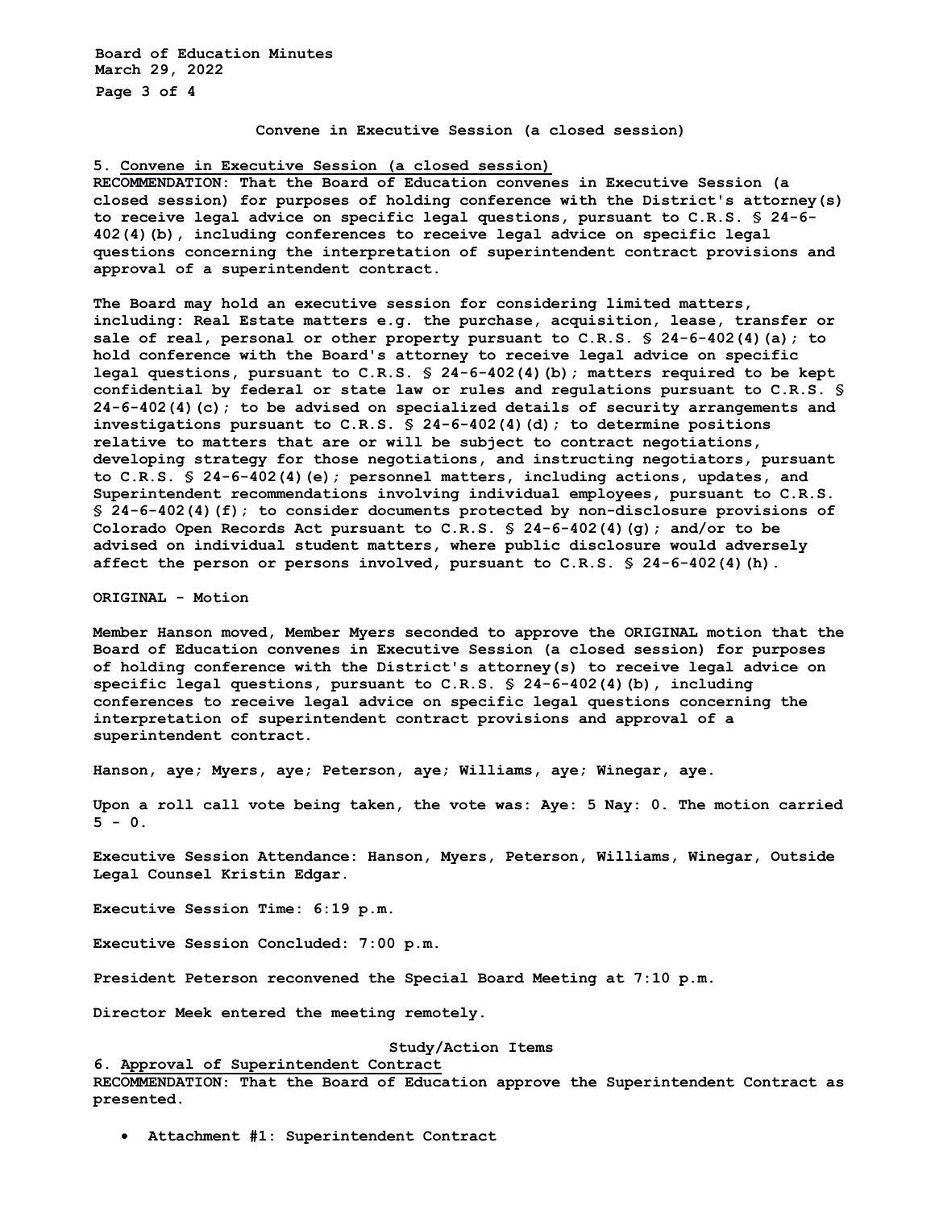### Convene in Executive Session (a closed session)

**5. Convene in Executive Session (a closed session)**
**RECOMMENDATION: That the Board of Education convenes in Executive Session (a closed session) for purposes of holding conference with the District's attorney(s) to receive legal advice on specific legal questions, pursuant to C.R.S. § 24-6-402(4)(b), including conferences to receive legal advice on specific legal questions concerning the interpretation of superintendent contract provisions and approval of a superintendent contract.**

**The Board may hold an executive session for considering limited matters, including: Real Estate matters e.g. the purchase, acquisition, lease, transfer or sale of real, personal or other property pursuant to C.R.S. § 24-6-402(4)(a); to hold conference with the Board's attorney to receive legal advice on specific legal questions, pursuant to C.R.S. § 24-6-402(4)(b); matters required to be kept confidential by federal or state law or rules and regulations pursuant to C.R.S. § 24-6-402(4)(c); to be advised on specialized details of security arrangements and investigations pursuant to C.R.S. § 24-6-402(4)(d); to determine positions relative to matters that are or will be subject to contract negotiations, developing strategy for those negotiations, and instructing negotiators, pursuant to C.R.S. § 24-6-402(4)(e); personnel matters, including actions, updates, and Superintendent recommendations involving individual employees, pursuant to C.R.S. § 24-6-402(4)(f); to consider documents protected by non-disclosure provisions of Colorado Open Records Act pursuant to C.R.S. § 24-6-402(4)(g); and/or to be advised on individual student matters, where public disclosure would adversely affect the person or persons involved, pursuant to C.R.S. § 24-6-402(4)(h).**

**ORIGINAL - Motion**

**Member Hanson moved, Member Myers seconded to approve the ORIGINAL motion that the Board of Education convenes in Executive Session (a closed session) for purposes of holding conference with the District's attorney(s) to receive legal advice on specific legal questions, pursuant to C.R.S. § 24-6-402(4)(b), including conferences to receive legal advice on specific legal questions concerning the interpretation of superintendent contract provisions and approval of a superintendent contract.**

**Hanson, aye; Myers, aye; Peterson, aye; Williams, aye; Winegar, aye.**

**Upon a roll call vote being taken, the vote was: Aye: 5 Nay: 0. The motion carried 5 - 0.**

**Executive Session Attendance: Hanson, Myers, Peterson, Williams, Winegar, Outside Legal Counsel Kristin Edgar.**

**Executive Session Time: 6:19 p.m.**

**Executive Session Concluded: 7:00 p.m.**

**President Peterson reconvened the Special Board Meeting at 7:10 p.m.**

**Director Meek entered the meeting remotely.**

### Study/Action Items

**6. Approval of Superintendent Contract**
**RECOMMENDATION: That the Board of Education approve the Superintendent Contract as presented.**

- **Attachment #1: Superintendent Contract**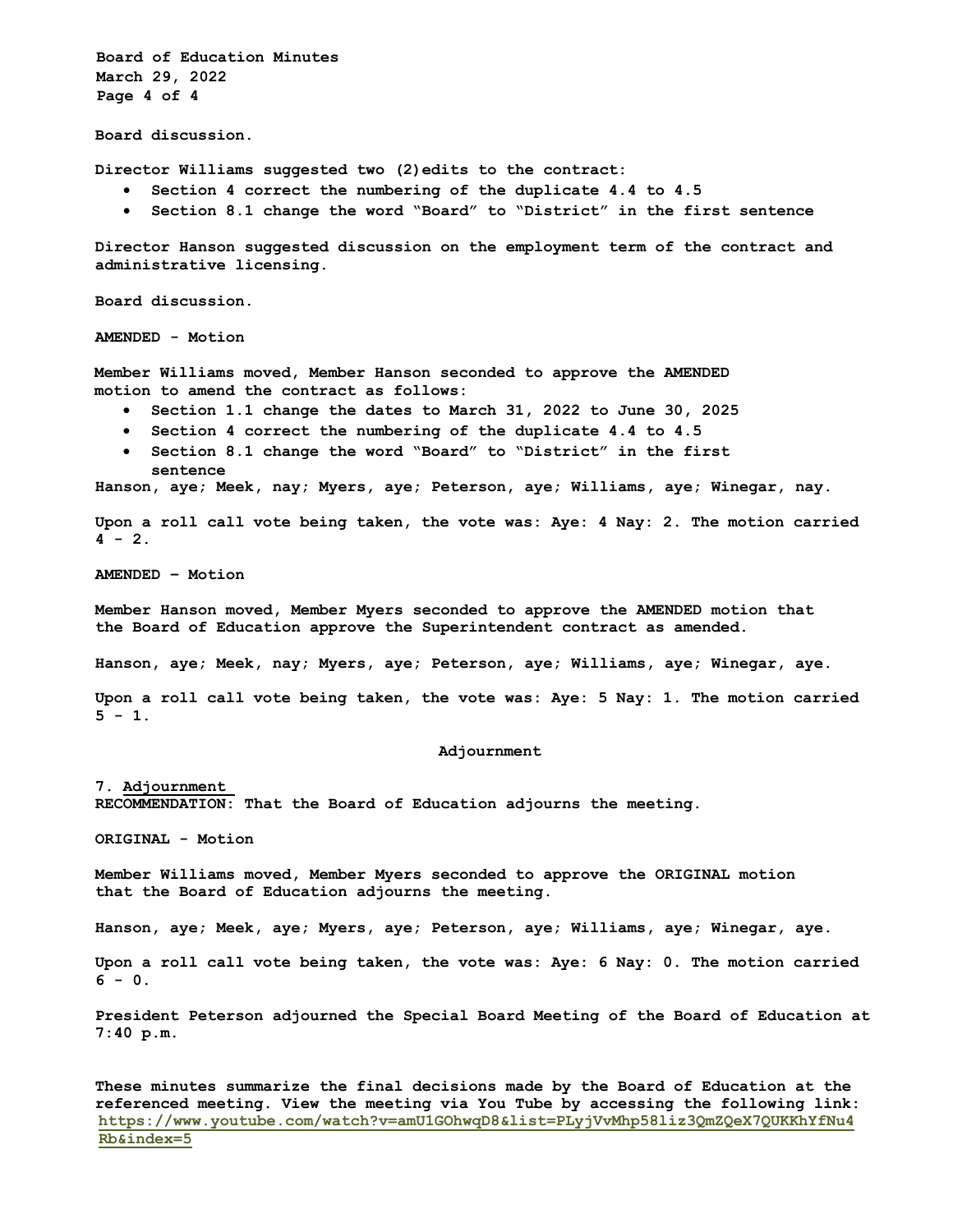Board discussion.

Director Williams suggested two (2)edits to the contract:

- Section 4 correct the numbering of the duplicate 4.4 to 4.5
- Section 8.1 change the word “Board” to “District” in the first sentence

Director Hanson suggested discussion on the employment term of the contract and administrative licensing.

Board discussion.

**AMENDED - Motion**

Member Williams moved, Member Hanson seconded to approve the AMENDED motion to amend the contract as follows:

- Section 1.1 change the dates to March 31, 2022 to June 30, 2025
- Section 4 correct the numbering of the duplicate 4.4 to 4.5
- Section 8.1 change the word “Board” to “District” in the first sentence

Hanson, aye; Meek, nay; Myers, aye; Peterson, aye; Williams, aye; Winegar, nay.

Upon a roll call vote being taken, the vote was: Aye: 4 Nay: 2. The motion carried 4 - 2.

**AMENDED – Motion**

Member Hanson moved, Member Myers seconded to approve the AMENDED motion that the Board of Education approve the Superintendent contract as amended.

Hanson, aye; Meek, nay; Myers, aye; Peterson, aye; Williams, aye; Winegar, aye.

Upon a roll call vote being taken, the vote was: Aye: 5 Nay: 1. The motion carried 5 - 1.

## Adjournment

**7. Adjournment**
**RECOMMENDATION:** That the Board of Education adjourns the meeting.

**ORIGINAL - Motion**

Member Williams moved, Member Myers seconded to approve the ORIGINAL motion that the Board of Education adjourns the meeting.

Hanson, aye; Meek, aye; Myers, aye; Peterson, aye; Williams, aye; Winegar, aye.

Upon a roll call vote being taken, the vote was: Aye: 6 Nay: 0. The motion carried 6 - 0.

President Peterson adjourned the Special Board Meeting of the Board of Education at 7:40 p.m.

These minutes summarize the final decisions made by the Board of Education at the referenced meeting. View the meeting via You Tube by accessing the following link: https://www.youtube.com/watch?v=amU1GOhwqD8&list=PLyjVvMhp58liz3QmZQeX7QUKKhYfNu4Rb&index=5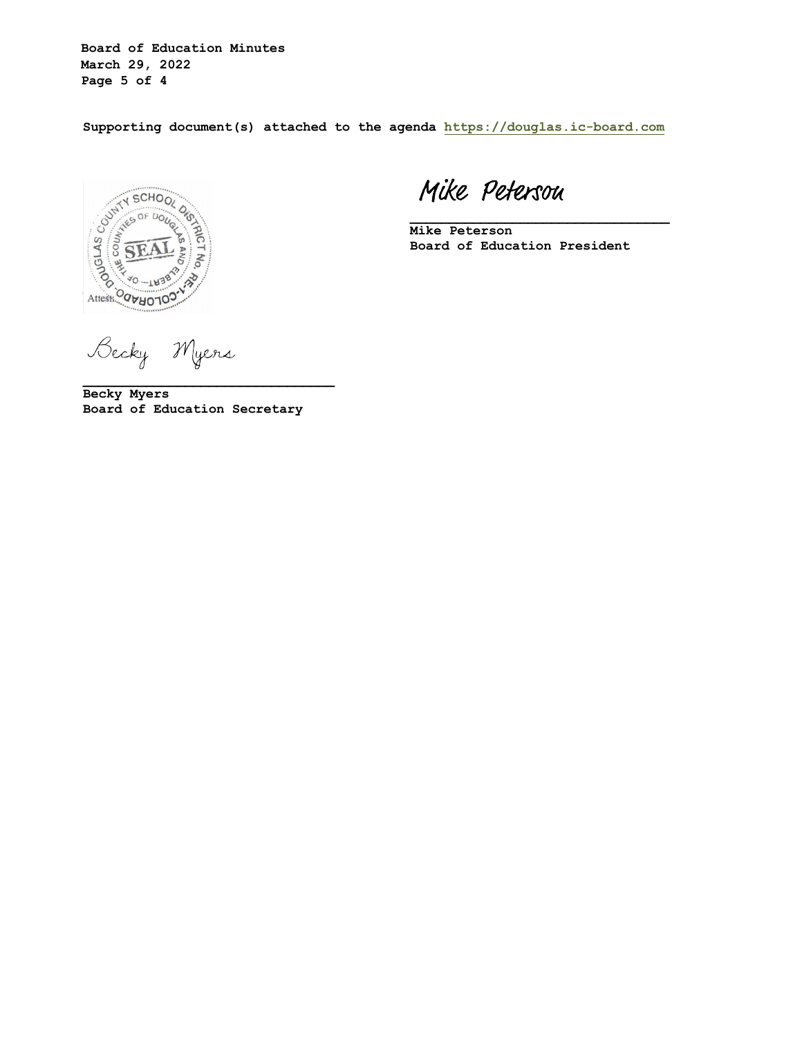Supporting document(s) attached to the agenda https://douglas.ic-board.com

Attest:

Mike Peterson

**Mike Peterson**
**Board of Education President**

Becky Myers

**Becky Myers**
**Board of Education Secretary**